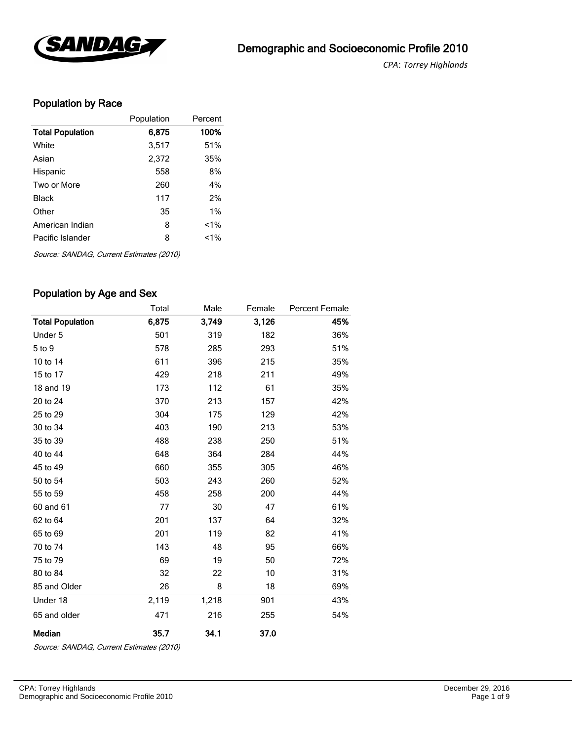# Demographic and Socioeconomic Profile 2010

*CPA: Torrey Highlands*

## Population by Race

| | Population | Percent |
|---|---|---|
| **Total Population** | **6,875** | **100%** |
| White | 3,517 | 51% |
| Asian | 2,372 | 35% |
| Hispanic | 558 | 8% |
| Two or More | 260 | 4% |
| Black | 117 | 2% |
| Other | 35 | 1% |
| American Indian | 8 | <1% |
| Pacific Islander | 8 | <1% |

*Source: SANDAG, Current Estimates (2010)*

## Population by Age and Sex

| | Total | Male | Female | Percent Female |
|---|---|---|---|---|
| **Total Population** | **6,875** | **3,749** | **3,126** | **45%** |
| Under 5 | 501 | 319 | 182 | 36% |
| 5 to 9 | 578 | 285 | 293 | 51% |
| 10 to 14 | 611 | 396 | 215 | 35% |
| 15 to 17 | 429 | 218 | 211 | 49% |
| 18 and 19 | 173 | 112 | 61 | 35% |
| 20 to 24 | 370 | 213 | 157 | 42% |
| 25 to 29 | 304 | 175 | 129 | 42% |
| 30 to 34 | 403 | 190 | 213 | 53% |
| 35 to 39 | 488 | 238 | 250 | 51% |
| 40 to 44 | 648 | 364 | 284 | 44% |
| 45 to 49 | 660 | 355 | 305 | 46% |
| 50 to 54 | 503 | 243 | 260 | 52% |
| 55 to 59 | 458 | 258 | 200 | 44% |
| 60 and 61 | 77 | 30 | 47 | 61% |
| 62 to 64 | 201 | 137 | 64 | 32% |
| 65 to 69 | 201 | 119 | 82 | 41% |
| 70 to 74 | 143 | 48 | 95 | 66% |
| 75 to 79 | 69 | 19 | 50 | 72% |
| 80 to 84 | 32 | 22 | 10 | 31% |
| 85 and Older | 26 | 8 | 18 | 69% |
| Under 18 | 2,119 | 1,218 | 901 | 43% |
| 65 and older | 471 | 216 | 255 | 54% |
| **Median** | **35.7** | **34.1** | **37.0** | |

*Source: SANDAG, Current Estimates (2010)*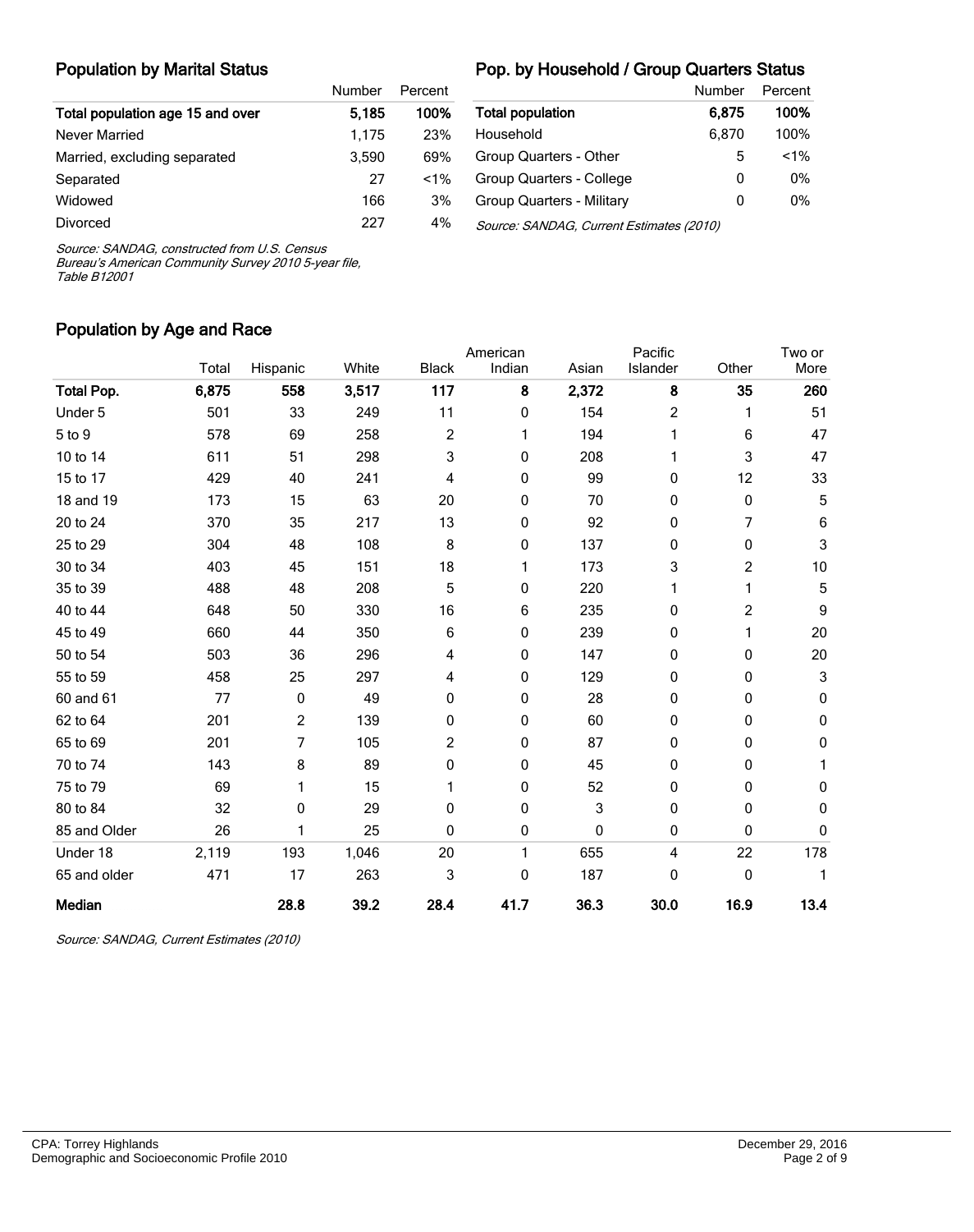## Population by Marital Status

| | Number | Percent |
|---|---|---|
| **Total population age 15 and over** | **5,185** | **100%** |
| Never Married | 1,175 | 23% |
| Married, excluding separated | 3,590 | 69% |
| Separated | 27 | <1% |
| Widowed | 166 | 3% |
| Divorced | 227 | 4% |

*Source: SANDAG, constructed from U.S. Census Bureau's American Community Survey 2010 5-year file, Table B12001*

## Pop. by Household / Group Quarters Status

| | Number | Percent |
|---|---|---|
| **Total population** | **6,875** | **100%** |
| Household | 6,870 | 100% |
| Group Quarters - Other | 5 | <1% |
| Group Quarters - College | 0 | 0% |
| Group Quarters - Military | 0 | 0% |

*Source: SANDAG, Current Estimates (2010)*

## Population by Age and Race

| | Total | Hispanic | White | Black | American Indian | Asian | Pacific Islander | Other | Two or More |
|---|---|---|---|---|---|---|---|---|---|
| **Total Pop.** | **6,875** | **558** | **3,517** | **117** | **8** | **2,372** | **8** | **35** | **260** |
| Under 5 | 501 | 33 | 249 | 11 | 0 | 154 | 2 | 1 | 51 |
| 5 to 9 | 578 | 69 | 258 | 2 | 1 | 194 | 1 | 6 | 47 |
| 10 to 14 | 611 | 51 | 298 | 3 | 0 | 208 | 1 | 3 | 47 |
| 15 to 17 | 429 | 40 | 241 | 4 | 0 | 99 | 0 | 12 | 33 |
| 18 and 19 | 173 | 15 | 63 | 20 | 0 | 70 | 0 | 0 | 5 |
| 20 to 24 | 370 | 35 | 217 | 13 | 0 | 92 | 0 | 7 | 6 |
| 25 to 29 | 304 | 48 | 108 | 8 | 0 | 137 | 0 | 0 | 3 |
| 30 to 34 | 403 | 45 | 151 | 18 | 1 | 173 | 3 | 2 | 10 |
| 35 to 39 | 488 | 48 | 208 | 5 | 0 | 220 | 1 | 1 | 5 |
| 40 to 44 | 648 | 50 | 330 | 16 | 6 | 235 | 0 | 2 | 9 |
| 45 to 49 | 660 | 44 | 350 | 6 | 0 | 239 | 0 | 1 | 20 |
| 50 to 54 | 503 | 36 | 296 | 4 | 0 | 147 | 0 | 0 | 20 |
| 55 to 59 | 458 | 25 | 297 | 4 | 0 | 129 | 0 | 0 | 3 |
| 60 and 61 | 77 | 0 | 49 | 0 | 0 | 28 | 0 | 0 | 0 |
| 62 to 64 | 201 | 2 | 139 | 0 | 0 | 60 | 0 | 0 | 0 |
| 65 to 69 | 201 | 7 | 105 | 2 | 0 | 87 | 0 | 0 | 0 |
| 70 to 74 | 143 | 8 | 89 | 0 | 0 | 45 | 0 | 0 | 1 |
| 75 to 79 | 69 | 1 | 15 | 1 | 0 | 52 | 0 | 0 | 0 |
| 80 to 84 | 32 | 0 | 29 | 0 | 0 | 3 | 0 | 0 | 0 |
| 85 and Older | 26 | 1 | 25 | 0 | 0 | 0 | 0 | 0 | 0 |
| Under 18 | 2,119 | 193 | 1,046 | 20 | 1 | 655 | 4 | 22 | 178 |
| 65 and older | 471 | 17 | 263 | 3 | 0 | 187 | 0 | 0 | 1 |
| **Median** | | **28.8** | **39.2** | **28.4** | **41.7** | **36.3** | **30.0** | **16.9** | **13.4** |

*Source: SANDAG, Current Estimates (2010)*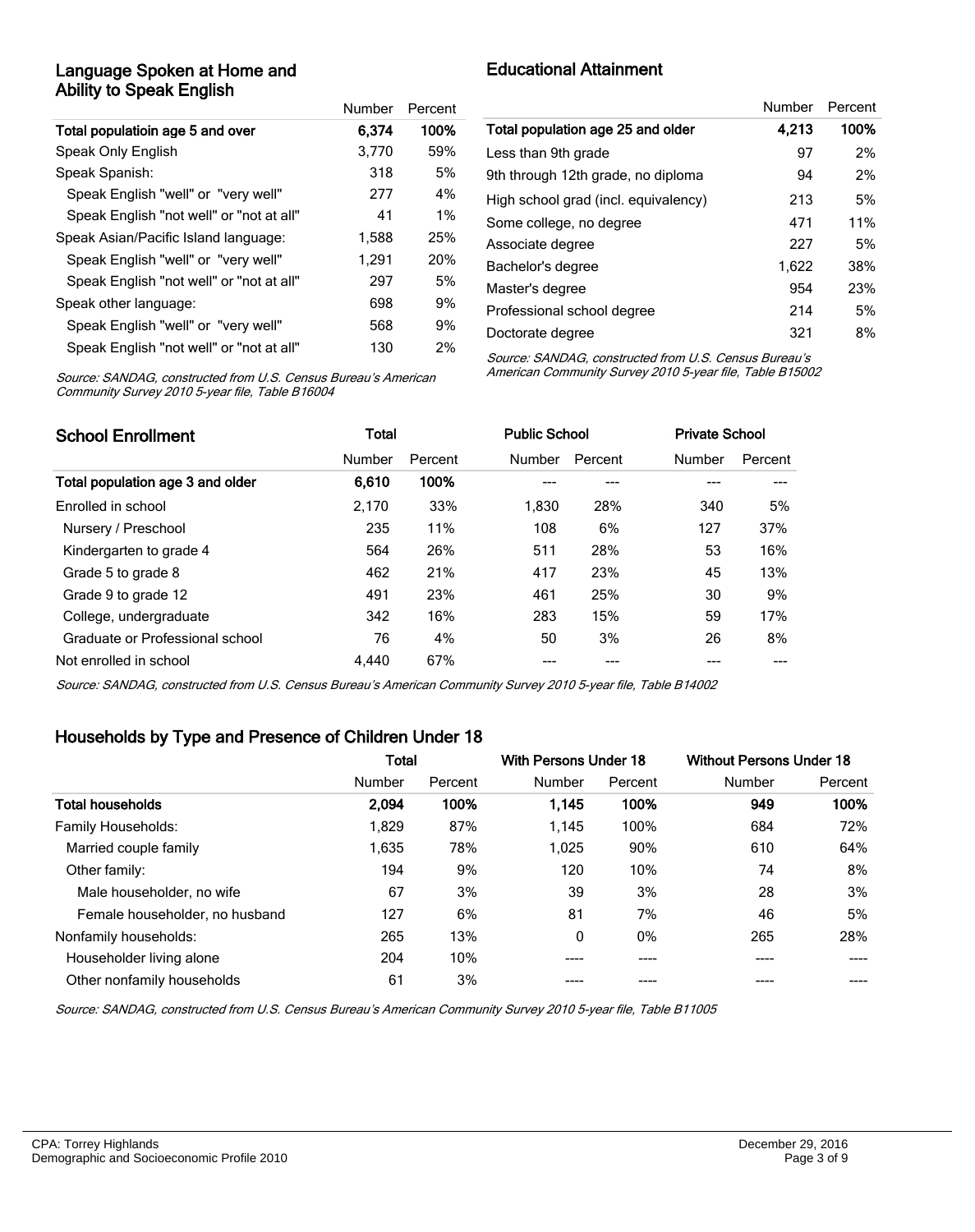## Language Spoken at Home and Ability to Speak English

| | Number | Percent |
|---|---|---|
| **Total populatioin age 5 and over** | **6,374** | **100%** |
| Speak Only English | 3,770 | 59% |
| Speak Spanish: | 318 | 5% |
| Speak English "well" or "very well" | 277 | 4% |
| Speak English "not well" or "not at all" | 41 | 1% |
| Speak Asian/Pacific Island language: | 1,588 | 25% |
| Speak English "well" or "very well" | 1,291 | 20% |
| Speak English "not well" or "not at all" | 297 | 5% |
| Speak other language: | 698 | 9% |
| Speak English "well" or "very well" | 568 | 9% |
| Speak English "not well" or "not at all" | 130 | 2% |

*Source: SANDAG, constructed from U.S. Census Bureau's American Community Survey 2010 5-year file, Table B16004*

## Educational Attainment

| | Number | Percent |
|---|---|---|
| **Total population age 25 and older** | **4,213** | **100%** |
| Less than 9th grade | 97 | 2% |
| 9th through 12th grade, no diploma | 94 | 2% |
| High school grad (incl. equivalency) | 213 | 5% |
| Some college, no degree | 471 | 11% |
| Associate degree | 227 | 5% |
| Bachelor's degree | 1,622 | 38% |
| Master's degree | 954 | 23% |
| Professional school degree | 214 | 5% |
| Doctorate degree | 321 | 8% |

*Source: SANDAG, constructed from U.S. Census Bureau's American Community Survey 2010 5-year file, Table B15002*

## School Enrollment

| | Total | | Public School | | Private School | |
|---|---|---|---|---|---|---|
| | Number | Percent | Number | Percent | Number | Percent |
| **Total population age 3 and older** | **6,610** | **100%** | --- | --- | --- | --- |
| Enrolled in school | 2,170 | 33% | 1,830 | 28% | 340 | 5% |
| Nursery / Preschool | 235 | 11% | 108 | 6% | 127 | 37% |
| Kindergarten to grade 4 | 564 | 26% | 511 | 28% | 53 | 16% |
| Grade 5 to grade 8 | 462 | 21% | 417 | 23% | 45 | 13% |
| Grade 9 to grade 12 | 491 | 23% | 461 | 25% | 30 | 9% |
| College, undergraduate | 342 | 16% | 283 | 15% | 59 | 17% |
| Graduate or Professional school | 76 | 4% | 50 | 3% | 26 | 8% |
| Not enrolled in school | 4,440 | 67% | --- | --- | --- | --- |

*Source: SANDAG, constructed from U.S. Census Bureau's American Community Survey 2010 5-year file, Table B14002*

## Households by Type and Presence of Children Under 18

| | Total | | With Persons Under 18 | | Without Persons Under 18 | |
|---|---|---|---|---|---|---|
| | Number | Percent | Number | Percent | Number | Percent |
| **Total households** | **2,094** | **100%** | **1,145** | **100%** | **949** | **100%** |
| Family Households: | 1,829 | 87% | 1,145 | 100% | 684 | 72% |
| Married couple family | 1,635 | 78% | 1,025 | 90% | 610 | 64% |
| Other family: | 194 | 9% | 120 | 10% | 74 | 8% |
| Male householder, no wife | 67 | 3% | 39 | 3% | 28 | 3% |
| Female householder, no husband | 127 | 6% | 81 | 7% | 46 | 5% |
| Nonfamily households: | 265 | 13% | 0 | 0% | 265 | 28% |
| Householder living alone | 204 | 10% | ---- | ---- | ---- | ---- |
| Other nonfamily households | 61 | 3% | ---- | ---- | ---- | ---- |

*Source: SANDAG, constructed from U.S. Census Bureau's American Community Survey 2010 5-year file, Table B11005*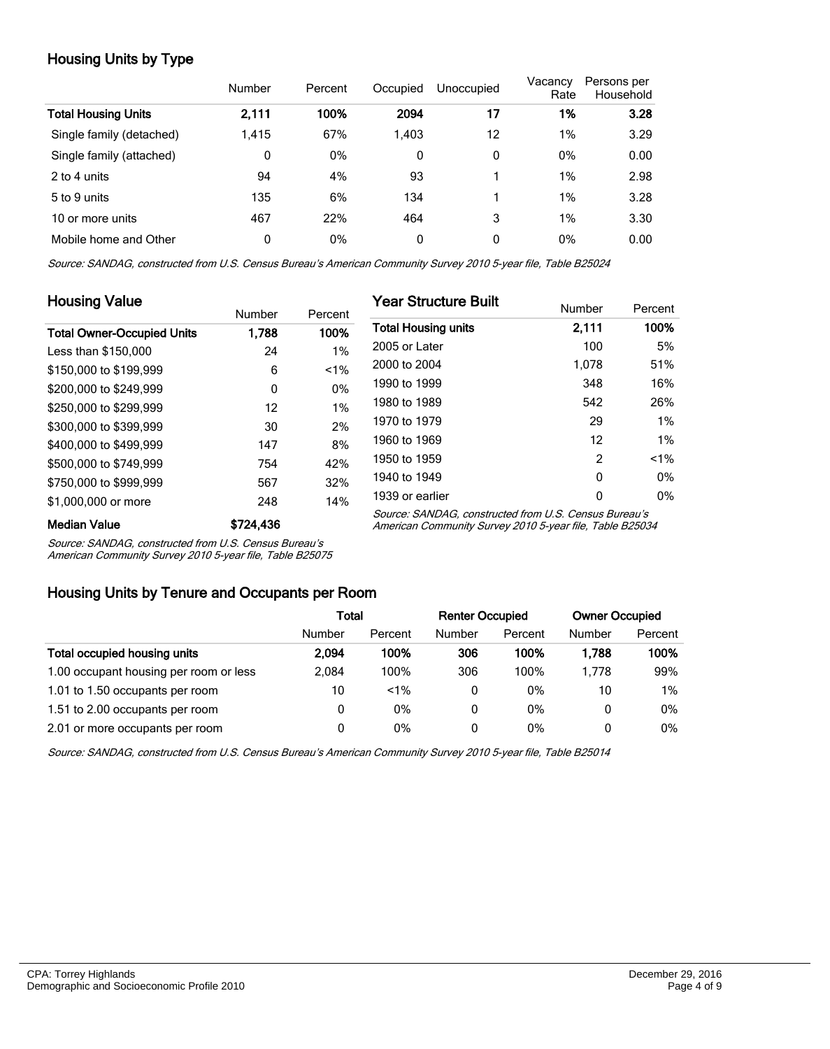## Housing Units by Type

| | Number | Percent | Occupied | Unoccupied | Vacancy Rate | Persons per Household |
|---|---|---|---|---|---|---|
| **Total Housing Units** | **2,111** | **100%** | **2094** | **17** | **1%** | **3.28** |
| Single family (detached) | 1,415 | 67% | 1,403 | 12 | 1% | 3.29 |
| Single family (attached) | 0 | 0% | 0 | 0 | 0% | 0.00 |
| 2 to 4 units | 94 | 4% | 93 | 1 | 1% | 2.98 |
| 5 to 9 units | 135 | 6% | 134 | 1 | 1% | 3.28 |
| 10 or more units | 467 | 22% | 464 | 3 | 1% | 3.30 |
| Mobile home and Other | 0 | 0% | 0 | 0 | 0% | 0.00 |

*Source: SANDAG, constructed from U.S. Census Bureau's American Community Survey 2010 5-year file, Table B25024*

## Housing Value

| | Number | Percent |
|---|---|---|
| **Total Owner-Occupied Units** | **1,788** | **100%** |
| Less than $150,000 | 24 | 1% |
| $150,000 to $199,999 | 6 | <1% |
| $200,000 to $249,999 | 0 | 0% |
| $250,000 to $299,999 | 12 | 1% |
| $300,000 to $399,999 | 30 | 2% |
| $400,000 to $499,999 | 147 | 8% |
| $500,000 to $749,999 | 754 | 42% |
| $750,000 to $999,999 | 567 | 32% |
| $1,000,000 or more | 248 | 14% |
| **Median Value** | **$724,436** | |

*Source: SANDAG, constructed from U.S. Census Bureau's American Community Survey 2010 5-year file, Table B25075*

## Year Structure Built

| | Number | Percent |
|---|---|---|
| **Total Housing units** | **2,111** | **100%** |
| 2005 or Later | 100 | 5% |
| 2000 to 2004 | 1,078 | 51% |
| 1990 to 1999 | 348 | 16% |
| 1980 to 1989 | 542 | 26% |
| 1970 to 1979 | 29 | 1% |
| 1960 to 1969 | 12 | 1% |
| 1950 to 1959 | 2 | <1% |
| 1940 to 1949 | 0 | 0% |
| 1939 or earlier | 0 | 0% |

*Source: SANDAG, constructed from U.S. Census Bureau's American Community Survey 2010 5-year file, Table B25034*

## Housing Units by Tenure and Occupants per Room

| | **Total** | | **Renter Occupied** | | **Owner Occupied** | |
|---|---|---|---|---|---|---|
| | Number | Percent | Number | Percent | Number | Percent |
| **Total occupied housing units** | **2,094** | **100%** | **306** | **100%** | **1,788** | **100%** |
| 1.00 occupant housing per room or less | 2,084 | 100% | 306 | 100% | 1,778 | 99% |
| 1.01 to 1.50 occupants per room | 10 | <1% | 0 | 0% | 10 | 1% |
| 1.51 to 2.00 occupants per room | 0 | 0% | 0 | 0% | 0 | 0% |
| 2.01 or more occupants per room | 0 | 0% | 0 | 0% | 0 | 0% |

*Source: SANDAG, constructed from U.S. Census Bureau's American Community Survey 2010 5-year file, Table B25014*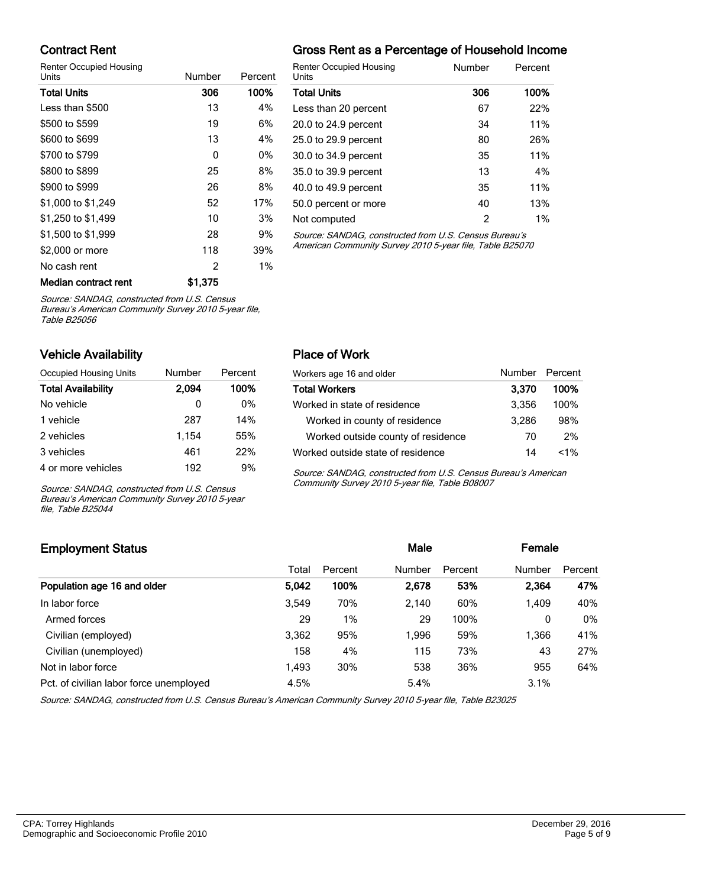## Contract Rent

| Renter Occupied Housing Units | Number | Percent |
|---|---|---|
| **Total Units** | **306** | **100%** |
| Less than $500 | 13 | 4% |
| $500 to $599 | 19 | 6% |
| $600 to $699 | 13 | 4% |
| $700 to $799 | 0 | 0% |
| $800 to $899 | 25 | 8% |
| $900 to $999 | 26 | 8% |
| $1,000 to $1,249 | 52 | 17% |
| $1,250 to $1,499 | 10 | 3% |
| $1,500 to $1,999 | 28 | 9% |
| $2,000 or more | 118 | 39% |
| No cash rent | 2 | 1% |
| **Median contract rent** | **$1,375** | |

*Source: SANDAG, constructed from U.S. Census Bureau's American Community Survey 2010 5-year file, Table B25056*

## Gross Rent as a Percentage of Household Income

| Renter Occupied Housing Units | Number | Percent |
|---|---|---|
| **Total Units** | **306** | **100%** |
| Less than 20 percent | 67 | 22% |
| 20.0 to 24.9 percent | 34 | 11% |
| 25.0 to 29.9 percent | 80 | 26% |
| 30.0 to 34.9 percent | 35 | 11% |
| 35.0 to 39.9 percent | 13 | 4% |
| 40.0 to 49.9 percent | 35 | 11% |
| 50.0 percent or more | 40 | 13% |
| Not computed | 2 | 1% |

*Source: SANDAG, constructed from U.S. Census Bureau's American Community Survey 2010 5-year file, Table B25070*

## Vehicle Availability

| Occupied Housing Units | Number | Percent |
|---|---|---|
| **Total Availability** | **2,094** | **100%** |
| No vehicle | 0 | 0% |
| 1 vehicle | 287 | 14% |
| 2 vehicles | 1,154 | 55% |
| 3 vehicles | 461 | 22% |
| 4 or more vehicles | 192 | 9% |

*Source: SANDAG, constructed from U.S. Census Bureau's American Community Survey 2010 5-year file, Table B25044*

## Place of Work

| Workers age 16 and older | Number | Percent |
|---|---|---|
| **Total Workers** | **3,370** | **100%** |
| Worked in state of residence | 3,356 | 100% |
| Worked in county of residence | 3,286 | 98% |
| Worked outside county of residence | 70 | 2% |
| Worked outside state of residence | 14 | <1% |

*Source: SANDAG, constructed from U.S. Census Bureau's American Community Survey 2010 5-year file, Table B08007*

## Employment Status

| | | | Male | | Female | |
|---|---|---|---|---|---|---|
| | Total | Percent | Number | Percent | Number | Percent |
| **Population age 16 and older** | **5,042** | **100%** | **2,678** | **53%** | **2,364** | **47%** |
| In labor force | 3,549 | 70% | 2,140 | 60% | 1,409 | 40% |
| Armed forces | 29 | 1% | 29 | 100% | 0 | 0% |
| Civilian (employed) | 3,362 | 95% | 1,996 | 59% | 1,366 | 41% |
| Civilian (unemployed) | 158 | 4% | 115 | 73% | 43 | 27% |
| Not in labor force | 1,493 | 30% | 538 | 36% | 955 | 64% |
| Pct. of civilian labor force unemployed | 4.5% | | 5.4% | | 3.1% | |

*Source: SANDAG, constructed from U.S. Census Bureau's American Community Survey 2010 5-year file, Table B23025*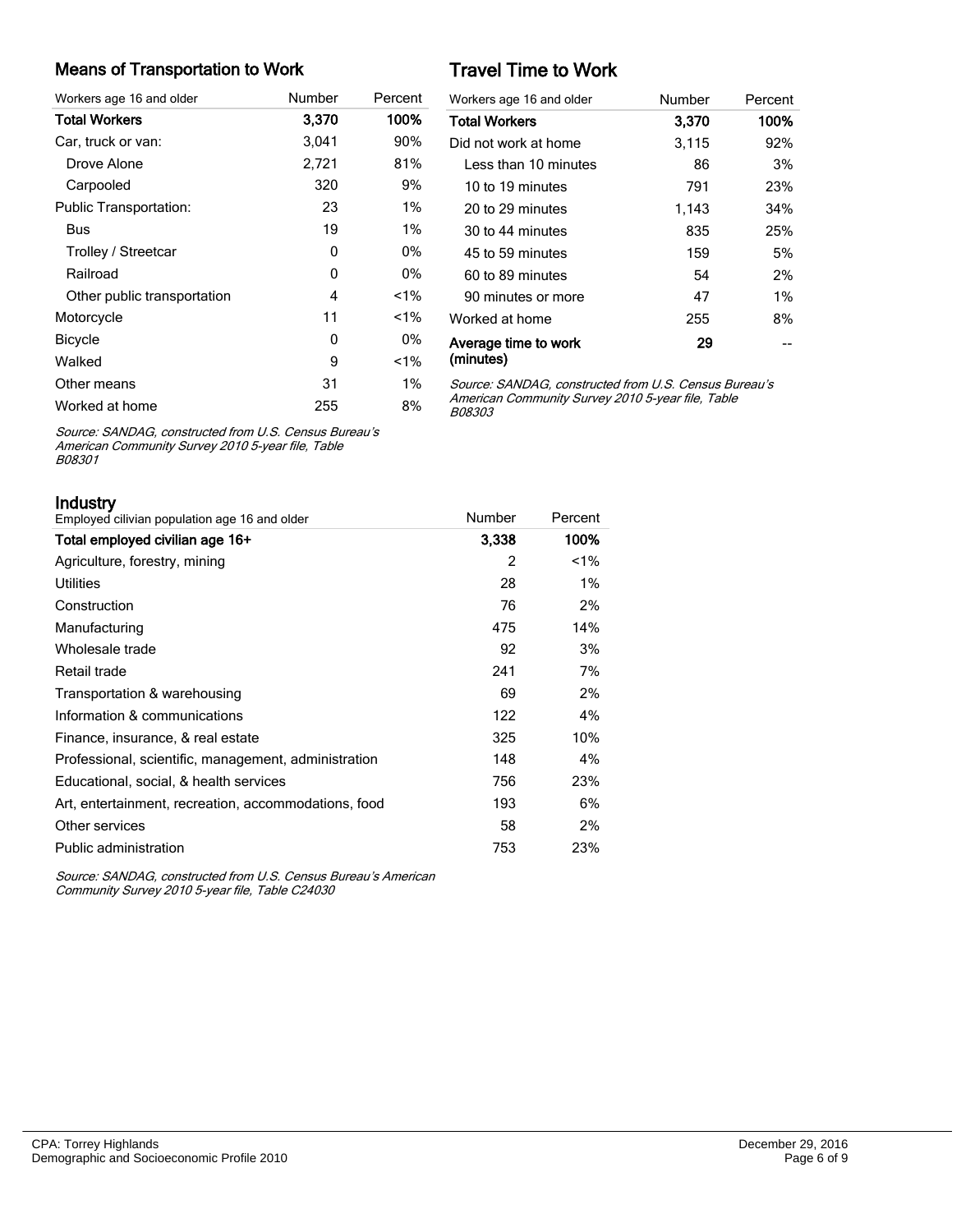## Means of Transportation to Work

| Workers age 16 and older | Number | Percent |
|---|---|---|
| **Total Workers** | **3,370** | **100%** |
| Car, truck or van: | 3,041 | 90% |
| Drove Alone | 2,721 | 81% |
| Carpooled | 320 | 9% |
| Public Transportation: | 23 | 1% |
| Bus | 19 | 1% |
| Trolley / Streetcar | 0 | 0% |
| Railroad | 0 | 0% |
| Other public transportation | 4 | <1% |
| Motorcycle | 11 | <1% |
| Bicycle | 0 | 0% |
| Walked | 9 | <1% |
| Other means | 31 | 1% |
| Worked at home | 255 | 8% |

*Source: SANDAG, constructed from U.S. Census Bureau's American Community Survey 2010 5-year file, Table B08301*

## Travel Time to Work

| Workers age 16 and older | Number | Percent |
|---|---|---|
| **Total Workers** | **3,370** | **100%** |
| Did not work at home | 3,115 | 92% |
| Less than 10 minutes | 86 | 3% |
| 10 to 19 minutes | 791 | 23% |
| 20 to 29 minutes | 1,143 | 34% |
| 30 to 44 minutes | 835 | 25% |
| 45 to 59 minutes | 159 | 5% |
| 60 to 89 minutes | 54 | 2% |
| 90 minutes or more | 47 | 1% |
| Worked at home | 255 | 8% |
| **Average time to work (minutes)** | **29** | -- |

*Source: SANDAG, constructed from U.S. Census Bureau's American Community Survey 2010 5-year file, Table B08303*

## Industry

| Employed cilivian population age 16 and older | Number | Percent |
|---|---|---|
| **Total employed civilian age 16+** | **3,338** | **100%** |
| Agriculture, forestry, mining | 2 | <1% |
| Utilities | 28 | 1% |
| Construction | 76 | 2% |
| Manufacturing | 475 | 14% |
| Wholesale trade | 92 | 3% |
| Retail trade | 241 | 7% |
| Transportation & warehousing | 69 | 2% |
| Information & communications | 122 | 4% |
| Finance, insurance, & real estate | 325 | 10% |
| Professional, scientific, management, administration | 148 | 4% |
| Educational, social, & health services | 756 | 23% |
| Art, entertainment, recreation, accommodations, food | 193 | 6% |
| Other services | 58 | 2% |
| Public administration | 753 | 23% |

*Source: SANDAG, constructed from U.S. Census Bureau's American Community Survey 2010 5-year file, Table C24030*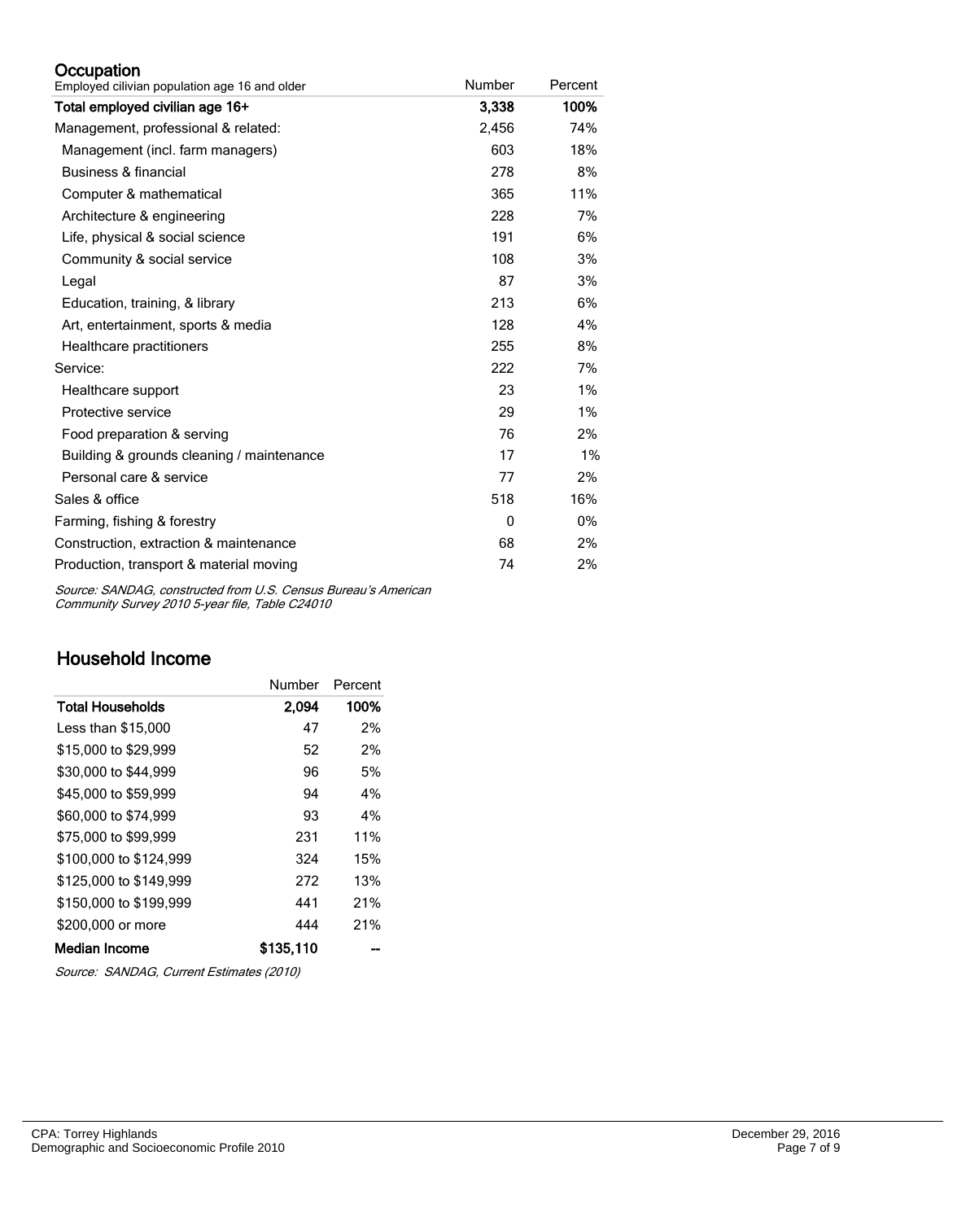## Occupation

| Employed cilivian population age 16 and older | Number | Percent |
|---|---|---|
| **Total employed civilian age 16+** | **3,338** | **100%** |
| Management, professional & related: | 2,456 | 74% |
| Management (incl. farm managers) | 603 | 18% |
| Business & financial | 278 | 8% |
| Computer & mathematical | 365 | 11% |
| Architecture & engineering | 228 | 7% |
| Life, physical & social science | 191 | 6% |
| Community & social service | 108 | 3% |
| Legal | 87 | 3% |
| Education, training, & library | 213 | 6% |
| Art, entertainment, sports & media | 128 | 4% |
| Healthcare practitioners | 255 | 8% |
| Service: | 222 | 7% |
| Healthcare support | 23 | 1% |
| Protective service | 29 | 1% |
| Food preparation & serving | 76 | 2% |
| Building & grounds cleaning / maintenance | 17 | 1% |
| Personal care & service | 77 | 2% |
| Sales & office | 518 | 16% |
| Farming, fishing & forestry | 0 | 0% |
| Construction, extraction & maintenance | 68 | 2% |
| Production, transport & material moving | 74 | 2% |

*Source: SANDAG, constructed from U.S. Census Bureau's American Community Survey 2010 5-year file, Table C24010*

## Household Income

| | Number | Percent |
|---|---|---|
| **Total Households** | **2,094** | **100%** |
| Less than $15,000 | 47 | 2% |
| $15,000 to $29,999 | 52 | 2% |
| $30,000 to $44,999 | 96 | 5% |
| $45,000 to $59,999 | 94 | 4% |
| $60,000 to $74,999 | 93 | 4% |
| $75,000 to $99,999 | 231 | 11% |
| $100,000 to $124,999 | 324 | 15% |
| $125,000 to $149,999 | 272 | 13% |
| $150,000 to $199,999 | 441 | 21% |
| $200,000 or more | 444 | 21% |
| **Median Income** | **$135,110** | -- |

*Source: SANDAG, Current Estimates (2010)*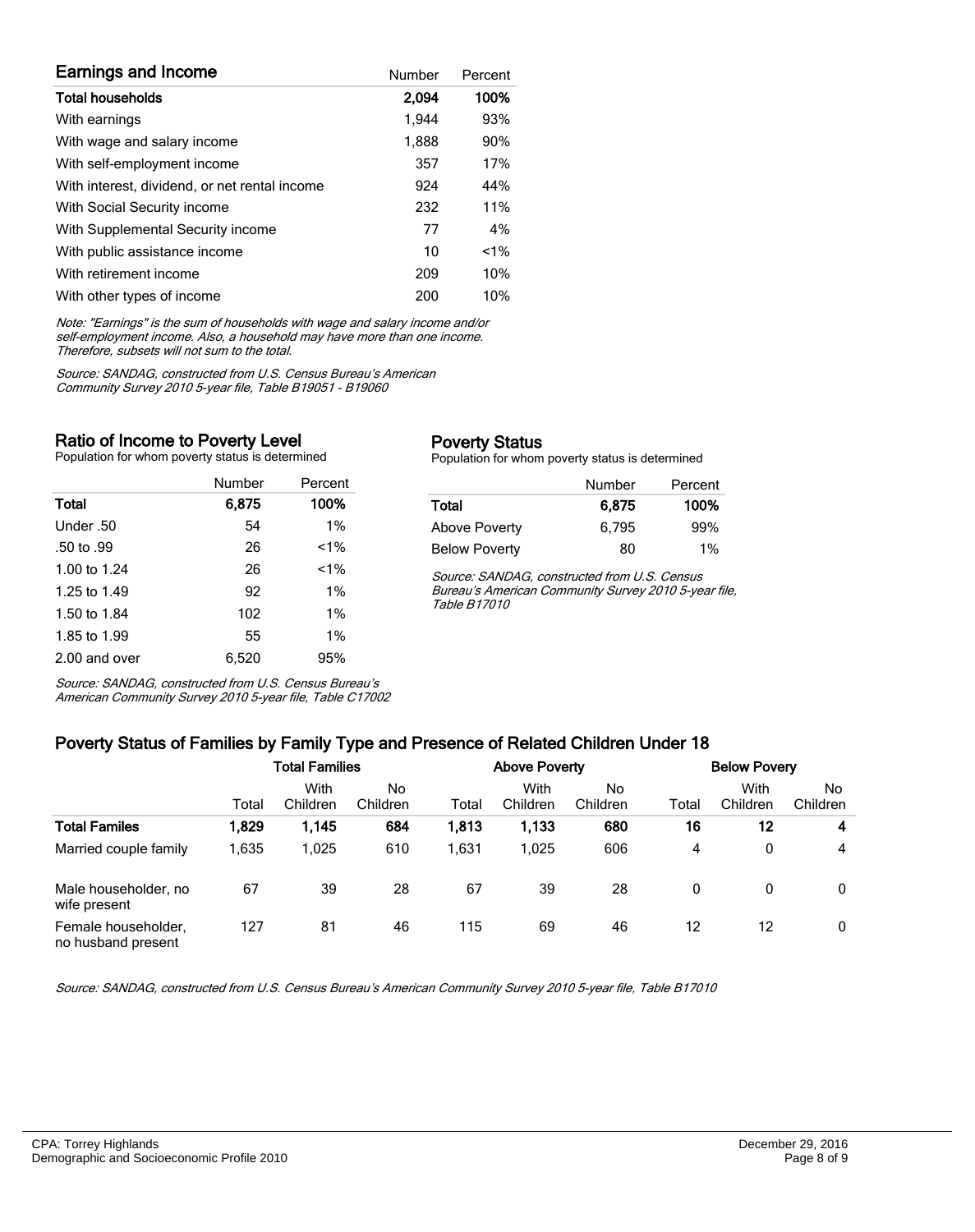## Earnings and Income

| Earnings and Income | Number | Percent |
|---|---|---|
| **Total households** | **2,094** | **100%** |
| With earnings | 1,944 | 93% |
| With wage and salary income | 1,888 | 90% |
| With self-employment income | 357 | 17% |
| With interest, dividend, or net rental income | 924 | 44% |
| With Social Security income | 232 | 11% |
| With Supplemental Security income | 77 | 4% |
| With public assistance income | 10 | <1% |
| With retirement income | 209 | 10% |
| With other types of income | 200 | 10% |

*Note: "Earnings" is the sum of households with wage and salary income and/or self-employment income. Also, a household may have more than one income. Therefore, subsets will not sum to the total.*

*Source: SANDAG, constructed from U.S. Census Bureau's American Community Survey 2010 5-year file, Table B19051 - B19060*

## Ratio of Income to Poverty Level

Population for whom poverty status is determined

| | Number | Percent |
|---|---|---|
| **Total** | **6,875** | **100%** |
| Under .50 | 54 | 1% |
| .50 to .99 | 26 | <1% |
| 1.00 to 1.24 | 26 | <1% |
| 1.25 to 1.49 | 92 | 1% |
| 1.50 to 1.84 | 102 | 1% |
| 1.85 to 1.99 | 55 | 1% |
| 2.00 and over | 6,520 | 95% |

*Source: SANDAG, constructed from U.S. Census Bureau's American Community Survey 2010 5-year file, Table C17002*

## Poverty Status

Population for whom poverty status is determined

| | Number | Percent |
|---|---|---|
| **Total** | **6,875** | **100%** |
| Above Poverty | 6,795 | 99% |
| Below Poverty | 80 | 1% |

*Source: SANDAG, constructed from U.S. Census Bureau's American Community Survey 2010 5-year file, Table B17010*

## Poverty Status of Families by Family Type and Presence of Related Children Under 18

| | Total Families | | | Above Poverty | | | Below Povery | | |
|---|---|---|---|---|---|---|---|---|---|
| | Total | With Children | No Children | Total | With Children | No Children | Total | With Children | No Children |
| **Total Familes** | **1,829** | **1,145** | **684** | **1,813** | **1,133** | **680** | **16** | **12** | **4** |
| Married couple family | 1,635 | 1,025 | 610 | 1,631 | 1,025 | 606 | 4 | 0 | 4 |
| Male householder, no wife present | 67 | 39 | 28 | 67 | 39 | 28 | 0 | 0 | 0 |
| Female householder, no husband present | 127 | 81 | 46 | 115 | 69 | 46 | 12 | 12 | 0 |

*Source: SANDAG, constructed from U.S. Census Bureau's American Community Survey 2010 5-year file, Table B17010*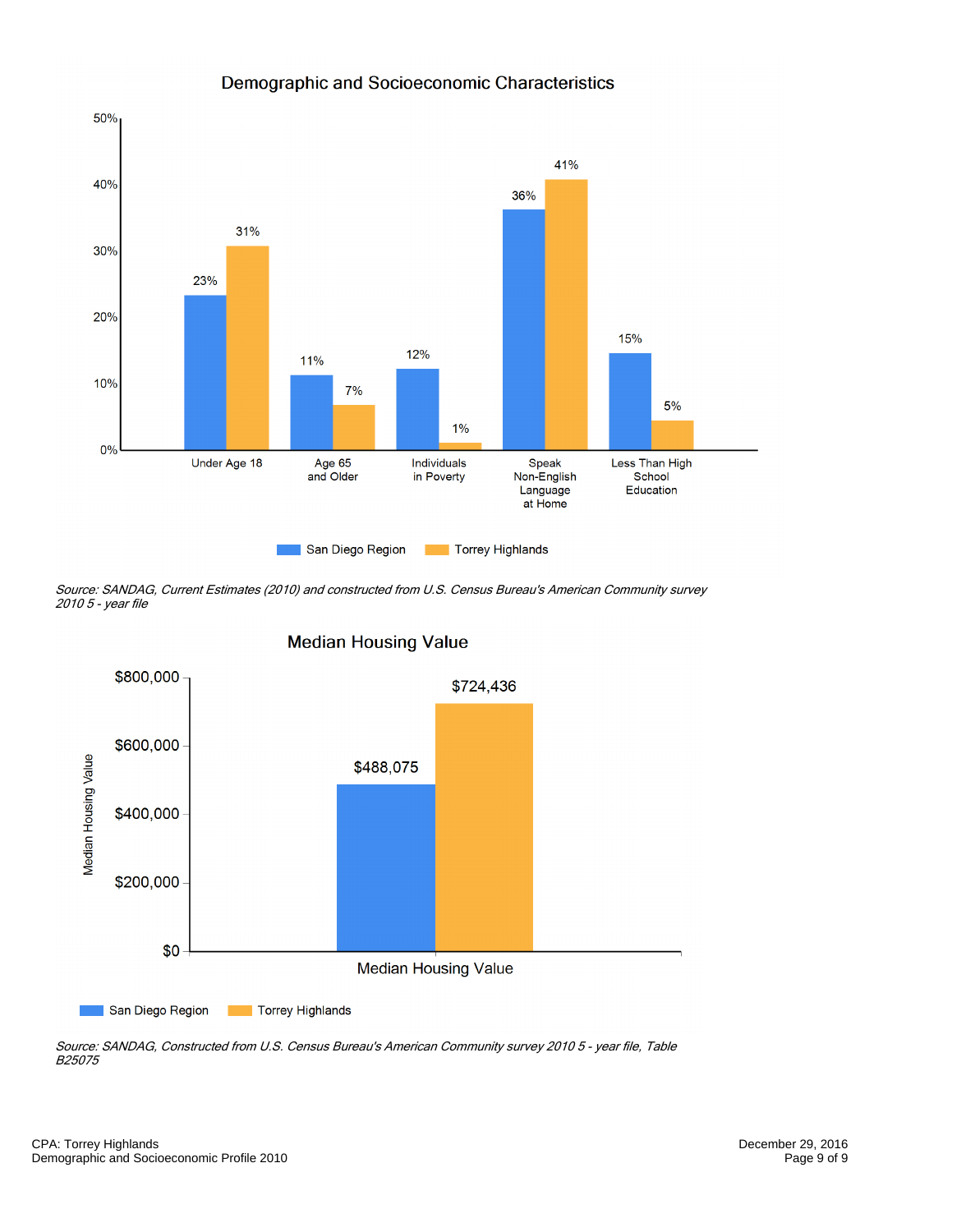## Demographic and Socioeconomic Characteristics

50%
40%
30%
20%
10%
0%

23%
31%
11%
7%
12%
1%
36%
41%
15%
5%

Under Age 18
Age 65 and Older
Individuals in Poverty
Speak Non-English Language at Home
Less Than High School Education

San Diego Region
Torrey Highlands

*Source: SANDAG, Current Estimates (2010) and constructed from U.S. Census Bureau's American Community survey 2010 5 - year file*

## Median Housing Value

Median Housing Value

$800,000
$600,000
$400,000
$200,000
$0

$488,075
$724,436

Median Housing Value

San Diego Region
Torrey Highlands

*Source: SANDAG, Constructed from U.S. Census Bureau's American Community survey 2010 5 - year file, Table B25075*

CPA: Torrey Highlands
Demographic and Socioeconomic Profile 2010

December 29, 2016